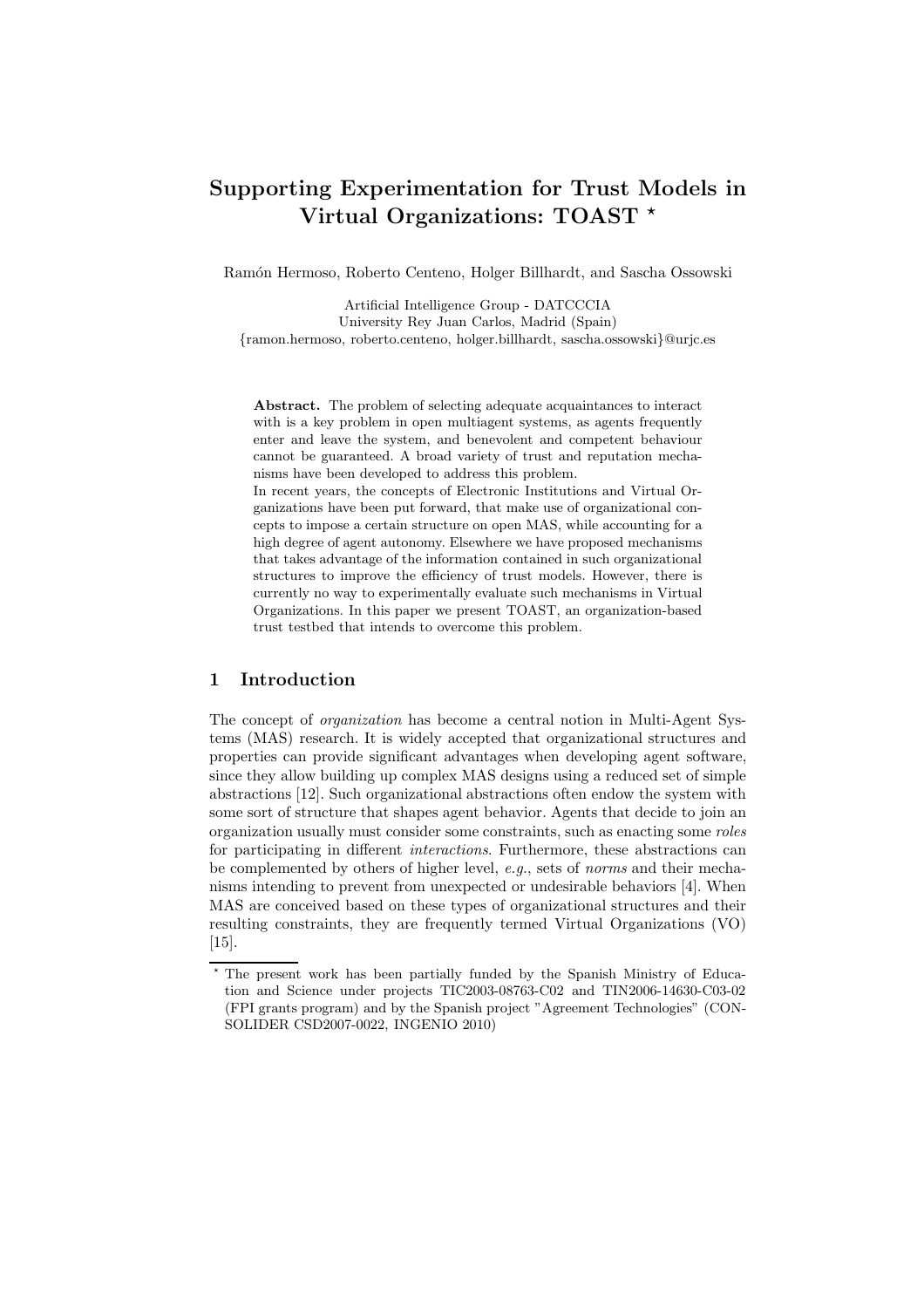# Supporting Experimentation for Trust Models in Virtual Organizations: TOAST *

Ramón Hermoso, Roberto Centeno, Holger Billhardt, and Sascha Ossowski

Artificial Intelligence Group - DATCCCIA
University Rey Juan Carlos, Madrid (Spain)
{ramon.hermoso, roberto.centeno, holger.billhardt, sascha.ossowski}@urjc.es

**Abstract.** The problem of selecting adequate acquaintances to interact with is a key problem in open multiagent systems, as agents frequently enter and leave the system, and benevolent and competent behaviour cannot be guaranteed. A broad variety of trust and reputation mechanisms have been developed to address this problem.
In recent years, the concepts of Electronic Institutions and Virtual Organizations have been put forward, that make use of organizational concepts to impose a certain structure on open MAS, while accounting for a high degree of agent autonomy. Elsewhere we have proposed mechanisms that takes advantage of the information contained in such organizational structures to improve the efficiency of trust models. However, there is currently no way to experimentally evaluate such mechanisms in Virtual Organizations. In this paper we present TOAST, an organization-based trust testbed that intends to overcome this problem.

## 1 Introduction

The concept of *organization* has become a central notion in Multi-Agent Systems (MAS) research. It is widely accepted that organizational structures and properties can provide significant advantages when developing agent software, since they allow building up complex MAS designs using a reduced set of simple abstractions [12]. Such organizational abstractions often endow the system with some sort of structure that shapes agent behavior. Agents that decide to join an organization usually must consider some constraints, such as enacting some *roles* for participating in different *interactions*. Furthermore, these abstractions can be complemented by others of higher level, *e.g.*, sets of *norms* and their mechanisms intending to prevent from unexpected or undesirable behaviors [4]. When MAS are conceived based on these types of organizational structures and their resulting constraints, they are frequently termed Virtual Organizations (VO) [15].

* The present work has been partially funded by the Spanish Ministry of Education and Science under projects TIC2003-08763-C02 and TIN2006-14630-C03-02 (FPI grants program) and by the Spanish project "Agreement Technologies" (CONSOLIDER CSD2007-0022, INGENIO 2010)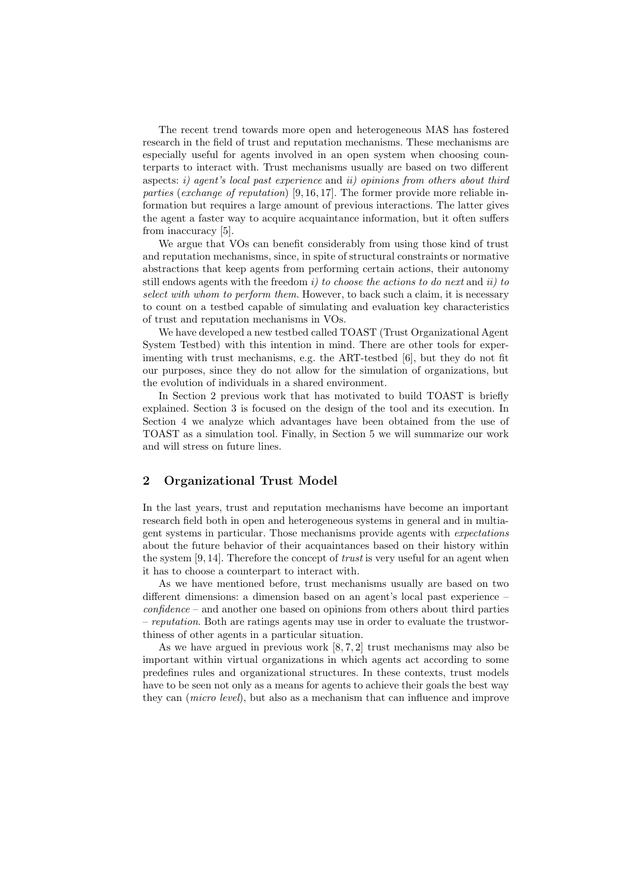The recent trend towards more open and heterogeneous MAS has fostered research in the field of trust and reputation mechanisms. These mechanisms are especially useful for agents involved in an open system when choosing counterparts to interact with. Trust mechanisms usually are based on two different aspects: *i) agent's local past experience* and *ii) opinions from others about third parties* (*exchange of reputation*) [9, 16, 17]. The former provide more reliable information but requires a large amount of previous interactions. The latter gives the agent a faster way to acquire acquaintance information, but it often suffers from inaccuracy [5].

We argue that VOs can benefit considerably from using those kind of trust and reputation mechanisms, since, in spite of structural constraints or normative abstractions that keep agents from performing certain actions, their autonomy still endows agents with the freedom *i) to choose the actions to do next* and *ii) to select with whom to perform them.* However, to back such a claim, it is necessary to count on a testbed capable of simulating and evaluation key characteristics of trust and reputation mechanisms in VOs.

We have developed a new testbed called TOAST (Trust Organizational Agent System Testbed) with this intention in mind. There are other tools for experimenting with trust mechanisms, e.g. the ART-testbed [6], but they do not fit our purposes, since they do not allow for the simulation of organizations, but the evolution of individuals in a shared environment.

In Section 2 previous work that has motivated to build TOAST is briefly explained. Section 3 is focused on the design of the tool and its execution. In Section 4 we analyze which advantages have been obtained from the use of TOAST as a simulation tool. Finally, in Section 5 we will summarize our work and will stress on future lines.

## 2 Organizational Trust Model

In the last years, trust and reputation mechanisms have become an important research field both in open and heterogeneous systems in general and in multiagent systems in particular. Those mechanisms provide agents with *expectations* about the future behavior of their acquaintances based on their history within the system [9, 14]. Therefore the concept of *trust* is very useful for an agent when it has to choose a counterpart to interact with.

As we have mentioned before, trust mechanisms usually are based on two different dimensions: a dimension based on an agent's local past experience – *confidence* – and another one based on opinions from others about third parties – *reputation*. Both are ratings agents may use in order to evaluate the trustworthiness of other agents in a particular situation.

As we have argued in previous work [8, 7, 2] trust mechanisms may also be important within virtual organizations in which agents act according to some predefines rules and organizational structures. In these contexts, trust models have to be seen not only as a means for agents to achieve their goals the best way they can (*micro level*), but also as a mechanism that can influence and improve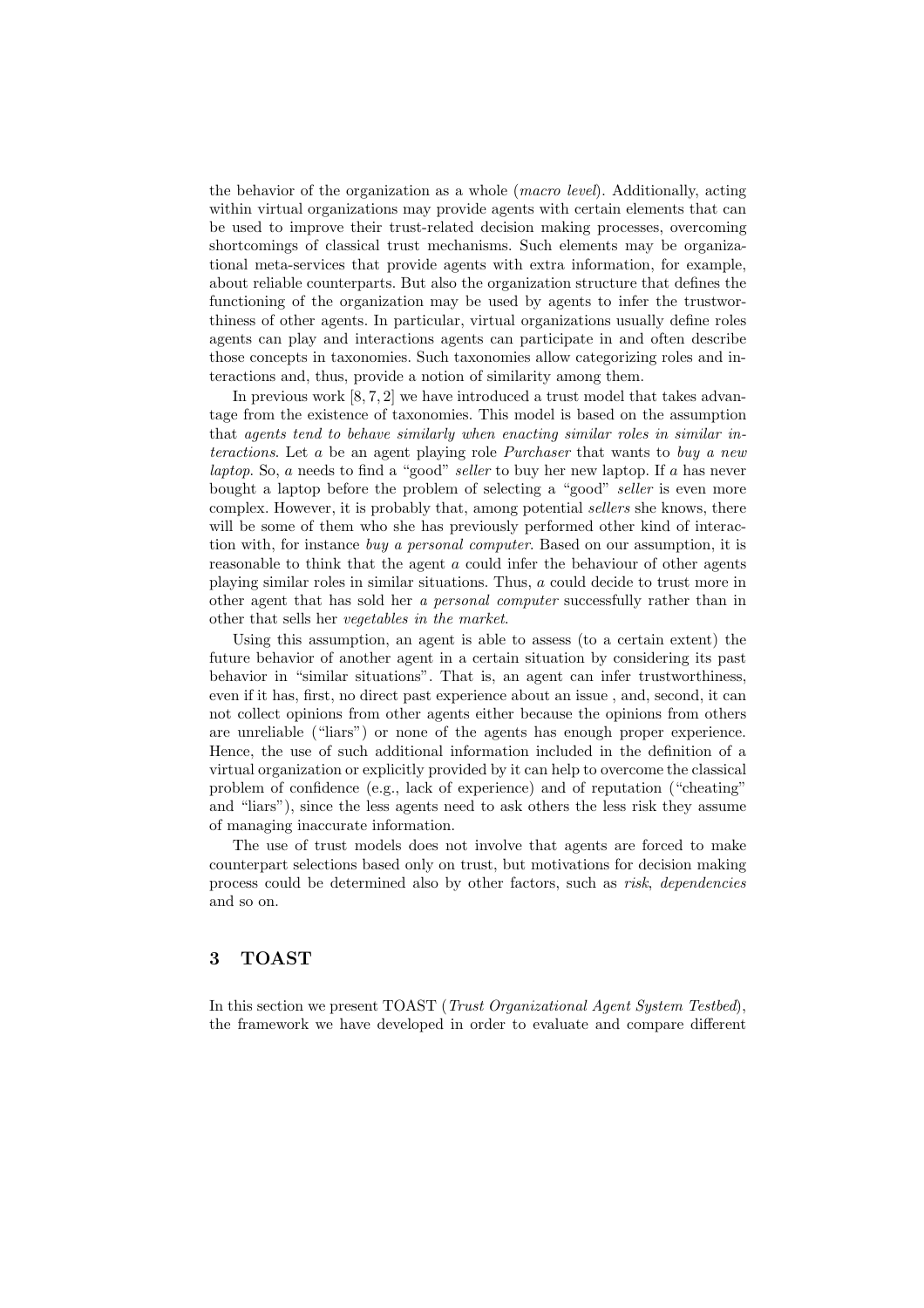the behavior of the organization as a whole (*macro level*). Additionally, acting within virtual organizations may provide agents with certain elements that can be used to improve their trust-related decision making processes, overcoming shortcomings of classical trust mechanisms. Such elements may be organizational meta-services that provide agents with extra information, for example, about reliable counterparts. But also the organization structure that defines the functioning of the organization may be used by agents to infer the trustworthiness of other agents. In particular, virtual organizations usually define roles agents can play and interactions agents can participate in and often describe those concepts in taxonomies. Such taxonomies allow categorizing roles and interactions and, thus, provide a notion of similarity among them.

In previous work [8, 7, 2] we have introduced a trust model that takes advantage from the existence of taxonomies. This model is based on the assumption that *agents tend to behave similarly when enacting similar roles in similar interactions*. Let $a$ be an agent playing role *Purchaser* that wants to *buy a new laptop*. So, $a$ needs to find a "good" *seller* to buy her new laptop. If $a$ has never bought a laptop before the problem of selecting a "good" *seller* is even more complex. However, it is probably that, among potential *sellers* she knows, there will be some of them who she has previously performed other kind of interaction with, for instance *buy a personal computer*. Based on our assumption, it is reasonable to think that the agent $a$ could infer the behaviour of other agents playing similar roles in similar situations. Thus, $a$ could decide to trust more in other agent that has sold her *a personal computer* successfully rather than in other that sells her *vegetables in the market*.

Using this assumption, an agent is able to assess (to a certain extent) the future behavior of another agent in a certain situation by considering its past behavior in "similar situations". That is, an agent can infer trustworthiness, even if it has, first, no direct past experience about an issue , and, second, it can not collect opinions from other agents either because the opinions from others are unreliable ("liars") or none of the agents has enough proper experience. Hence, the use of such additional information included in the definition of a virtual organization or explicitly provided by it can help to overcome the classical problem of confidence (e.g., lack of experience) and of reputation ("cheating" and "liars"), since the less agents need to ask others the less risk they assume of managing inaccurate information.

The use of trust models does not involve that agents are forced to make counterpart selections based only on trust, but motivations for decision making process could be determined also by other factors, such as *risk*, *dependencies* and so on.

## 3 TOAST

In this section we present TOAST (*Trust Organizational Agent System Testbed*), the framework we have developed in order to evaluate and compare different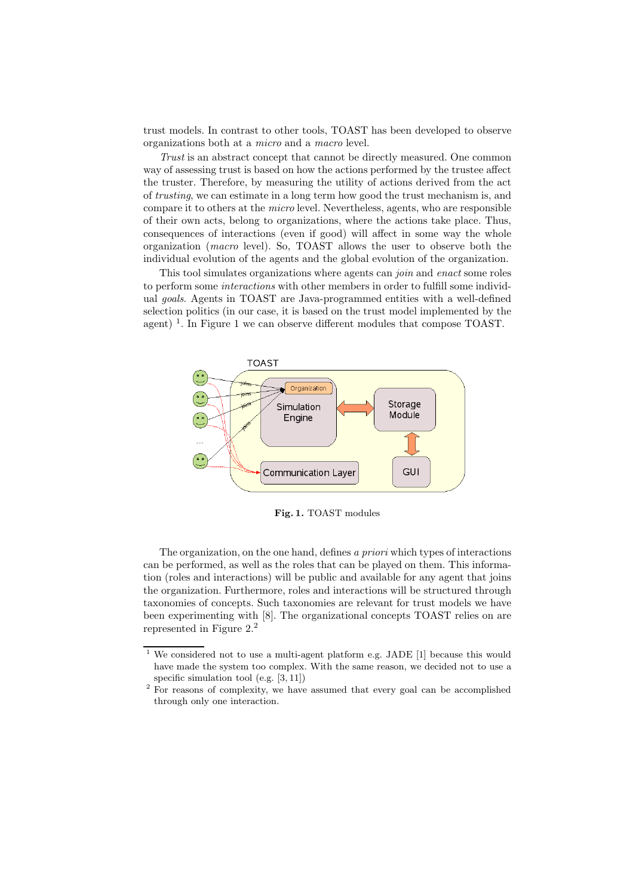trust models. In contrast to other tools, TOAST has been developed to observe organizations both at a *micro* and a *macro* level.

*Trust* is an abstract concept that cannot be directly measured. One common way of assessing trust is based on how the actions performed by the trustee affect the truster. Therefore, by measuring the utility of actions derived from the act of *trusting*, we can estimate in a long term how good the trust mechanism is, and compare it to others at the *micro* level. Nevertheless, agents, who are responsible of their own acts, belong to organizations, where the actions take place. Thus, consequences of interactions (even if good) will affect in some way the whole organization (*macro* level). So, TOAST allows the user to observe both the individual evolution of the agents and the global evolution of the organization.

This tool simulates organizations where agents can *join* and *enact* some roles to perform some *interactions* with other members in order to fulfill some individual *goals*. Agents in TOAST are Java-programmed entities with a well-defined selection politics (in our case, it is based on the trust model implemented by the agent) [1]. In Figure 1 we can observe different modules that compose TOAST.

**Fig. 1.** TOAST modules

The organization, on the one hand, defines *a priori* which types of interactions can be performed, as well as the roles that can be played on them. This information (roles and interactions) will be public and available for any agent that joins the organization. Furthermore, roles and interactions will be structured through taxonomies of concepts. Such taxonomies are relevant for trust models we have been experimenting with [8]. The organizational concepts TOAST relies on are represented in Figure 2.[2]

---

[1] We considered not to use a multi-agent platform e.g. JADE [1] because this would have made the system too complex. With the same reason, we decided not to use a specific simulation tool (e.g. [3, 11])

[2] For reasons of complexity, we have assumed that every goal can be accomplished through only one interaction.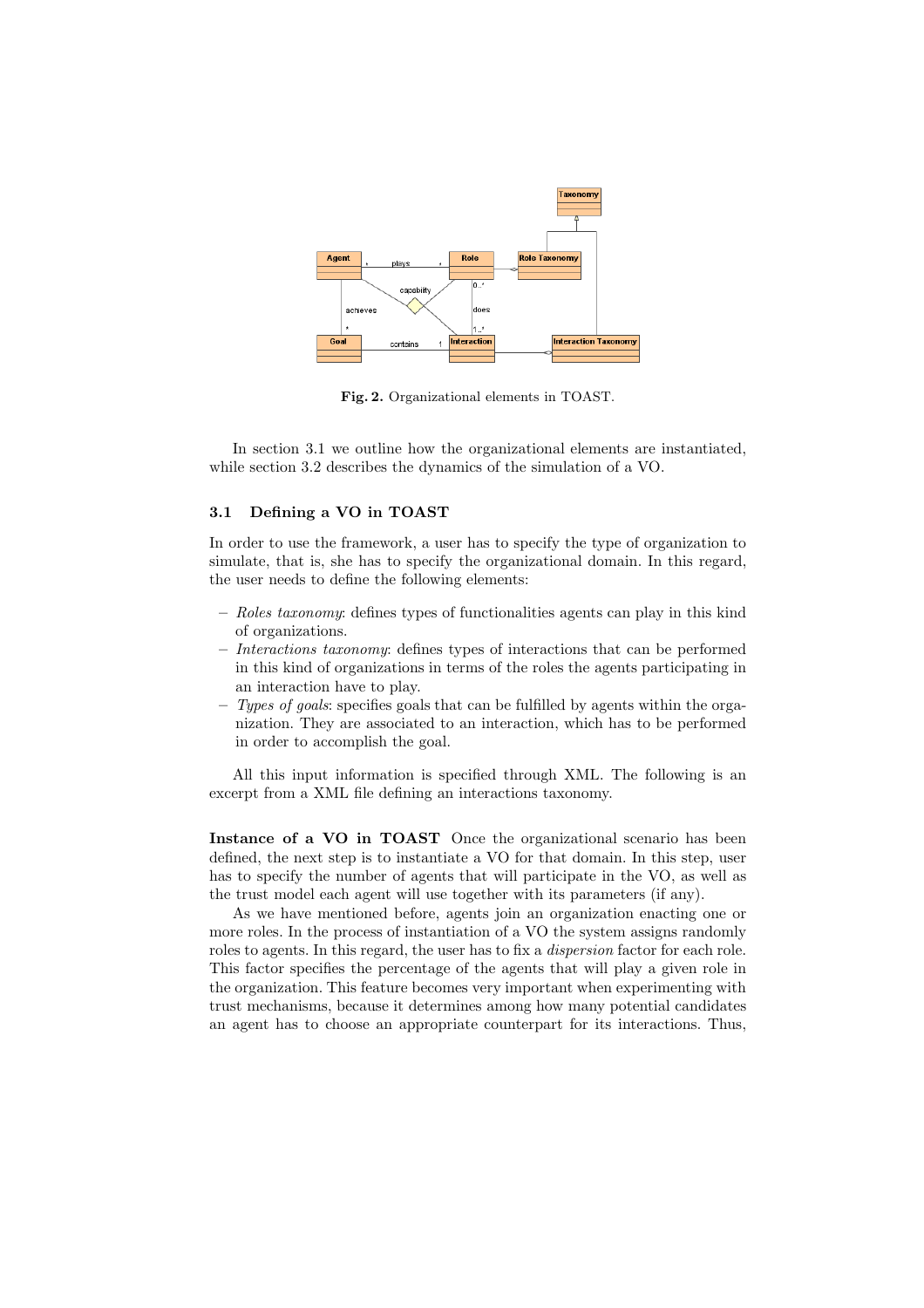**Fig. 2.** Organizational elements in TOAST.

In section 3.1 we outline how the organizational elements are instantiated, while section 3.2 describes the dynamics of the simulation of a VO.

### 3.1 Defining a VO in TOAST

In order to use the framework, a user has to specify the type of organization to simulate, that is, she has to specify the organizational domain. In this regard, the user needs to define the following elements:

- *Roles taxonomy*: defines types of functionalities agents can play in this kind of organizations.
- *Interactions taxonomy*: defines types of interactions that can be performed in this kind of organizations in terms of the roles the agents participating in an interaction have to play.
- *Types of goals*: specifies goals that can be fulfilled by agents within the organization. They are associated to an interaction, which has to be performed in order to accomplish the goal.

All this input information is specified through XML. The following is an excerpt from a XML file defining an interactions taxonomy.

**Instance of a VO in TOAST** Once the organizational scenario has been defined, the next step is to instantiate a VO for that domain. In this step, user has to specify the number of agents that will participate in the VO, as well as the trust model each agent will use together with its parameters (if any).

As we have mentioned before, agents join an organization enacting one or more roles. In the process of instantiation of a VO the system assigns randomly roles to agents. In this regard, the user has to fix a *dispersion* factor for each role. This factor specifies the percentage of the agents that will play a given role in the organization. This feature becomes very important when experimenting with trust mechanisms, because it determines among how many potential candidates an agent has to choose an appropriate counterpart for its interactions. Thus,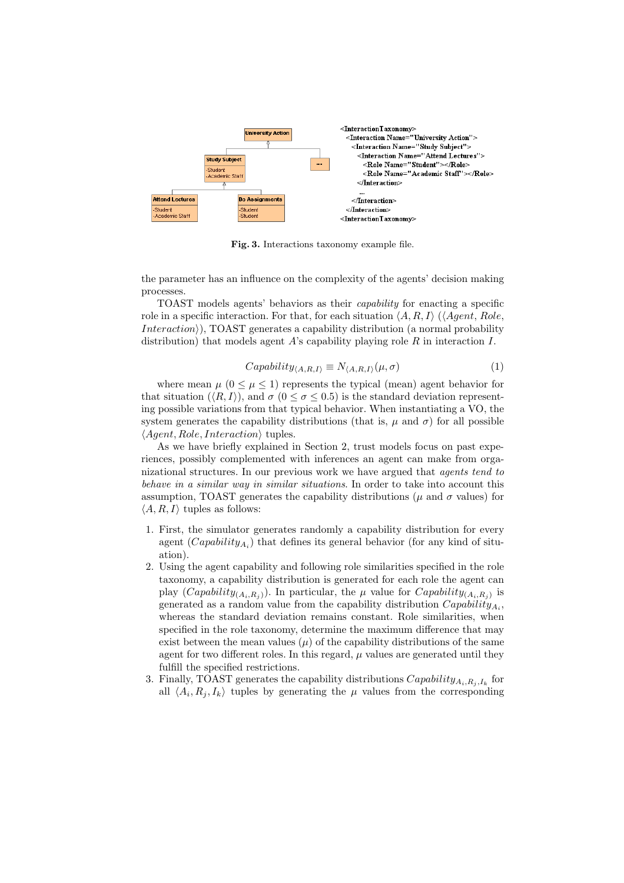```
<InteractionTaxonomy>
  <Interaction Name="University Action">
    <Interaction Name="Study Subject">
      <Interaction Name="Attend Lectures">
        <Role Name="Student"></Role>
        <Role Name="Academic Staff"></Role>
      </Interaction>
      ...
    </Interaction>
  </Interaction>
<InteractionTaxonomy>
```

**Fig. 3.** Interactions taxonomy example file.

the parameter has an influence on the complexity of the agents' decision making processes.

TOAST models agents' behaviors as their *capability* for enacting a specific role in a specific interaction. For that, for each situation $\langle A, R, I\rangle$ ($\langle Agent, Role, Interaction\rangle$), TOAST generates a capability distribution (a normal probability distribution) that models agent $A$'s capability playing role $R$ in interaction $I$.

$$Capability_{\langle A,R,I\rangle} \equiv N_{\langle A,R,I\rangle}(\mu, \sigma) \tag{1}$$

where mean $\mu$ ($0 \leq \mu \leq 1$) represents the typical (mean) agent behavior for that situation ($\langle R, I\rangle$), and $\sigma$ ($0 \leq \sigma \leq 0.5$) is the standard deviation representing possible variations from that typical behavior. When instantiating a VO, the system generates the capability distributions (that is, $\mu$ and $\sigma$) for all possible $\langle Agent, Role, Interaction\rangle$ tuples.

As we have briefly explained in Section 2, trust models focus on past experiences, possibly complemented with inferences an agent can make from organizational structures. In our previous work we have argued that *agents tend to behave in a similar way in similar situations*. In order to take into account this assumption, TOAST generates the capability distributions ($\mu$ and $\sigma$ values) for $\langle A, R, I\rangle$ tuples as follows:

1. First, the simulator generates randomly a capability distribution for every agent ($Capability_{A_i}$) that defines its general behavior (for any kind of situation).
2. Using the agent capability and following role similarities specified in the role taxonomy, a capability distribution is generated for each role the agent can play ($Capability_{(A_i,R_j)}$). In particular, the $\mu$ value for $Capability_{(A_i,R_j)}$ is generated as a random value from the capability distribution $Capability_{A_i}$, whereas the standard deviation remains constant. Role similarities, when specified in the role taxonomy, determine the maximum difference that may exist between the mean values ($\mu$) of the capability distributions of the same agent for two different roles. In this regard, $\mu$ values are generated until they fulfill the specified restrictions.
3. Finally, TOAST generates the capability distributions $Capability_{A_i,R_j,I_k}$ for all $\langle A_i, R_j, I_k\rangle$ tuples by generating the $\mu$ values from the corresponding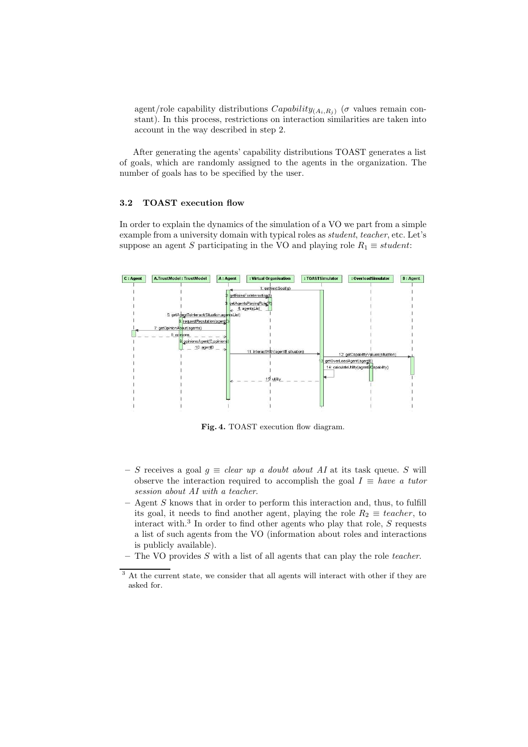agent/role capability distributions $Capability_{(A_i,R_j)}$ ($\sigma$ values remain constant). In this process, restrictions on interaction similarities are taken into account in the way described in step 2.

After generating the agents' capability distributions TOAST generates a list of goals, which are randomly assigned to the agents in the organization. The number of goals has to be specified by the user.

### 3.2 TOAST execution flow

In order to explain the dynamics of the simulation of a VO we part from a simple example from a university domain with typical roles as *student*, *teacher*, etc. Let's suppose an agent $S$ participating in the VO and playing role $R_1 \equiv$ *student*:

**Fig. 4.** TOAST execution flow diagram.

- $S$ receives a goal $g \equiv$ *clear up a doubt about AI* at its task queue. $S$ will observe the interaction required to accomplish the goal $I \equiv$ *have a tutor session about AI with a teacher*.
- Agent $S$ knows that in order to perform this interaction and, thus, to fulfill its goal, it needs to find another agent, playing the role $R_2 \equiv$ *teacher*, to interact with.[3] In order to find other agents who play that role, $S$ requests a list of such agents from the VO (information about roles and interactions is publicly available).
- The VO provides $S$ with a list of all agents that can play the role *teacher*.

[3] At the current state, we consider that all agents will interact with other if they are asked for.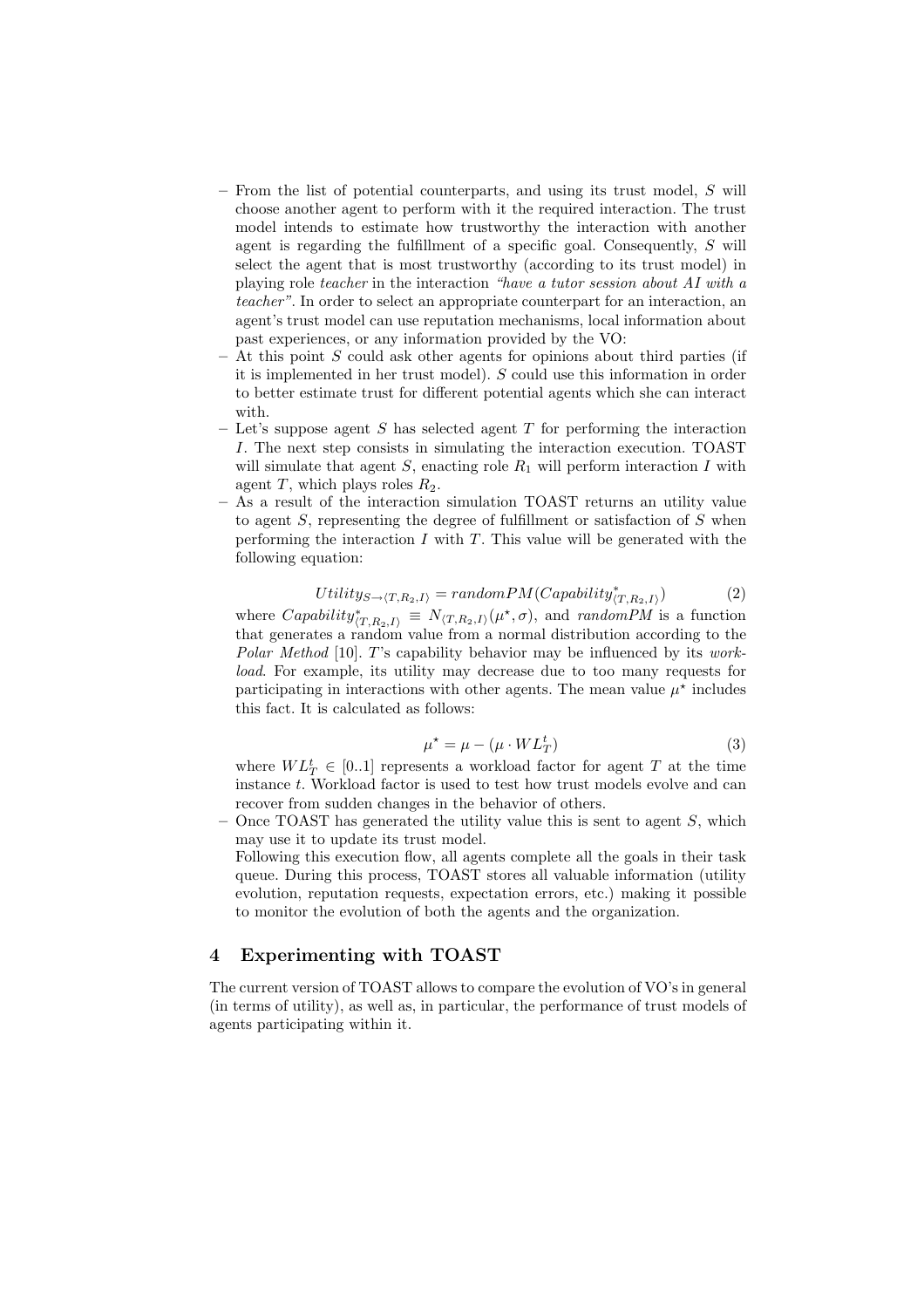- From the list of potential counterparts, and using its trust model, $S$ will choose another agent to perform with it the required interaction. The trust model intends to estimate how trustworthy the interaction with another agent is regarding the fulfillment of a specific goal. Consequently, $S$ will select the agent that is most trustworthy (according to its trust model) in playing role *teacher* in the interaction *"have a tutor session about AI with a teacher"*. In order to select an appropriate counterpart for an interaction, an agent's trust model can use reputation mechanisms, local information about past experiences, or any information provided by the VO:
- At this point $S$ could ask other agents for opinions about third parties (if it is implemented in her trust model). $S$ could use this information in order to better estimate trust for different potential agents which she can interact with.
- Let's suppose agent $S$ has selected agent $T$ for performing the interaction $I$. The next step consists in simulating the interaction execution. TOAST will simulate that agent $S$, enacting role $R_1$ will perform interaction $I$ with agent $T$, which plays roles $R_2$.
- As a result of the interaction simulation TOAST returns an utility value to agent $S$, representing the degree of fulfillment or satisfaction of $S$ when performing the interaction $I$ with $T$. This value will be generated with the following equation:

$$Utility_{S \rightarrow \langle T,R_2,I \rangle} = randomPM(Capability^*_{\langle T,R_2,I \rangle}) \tag{2}$$

  where $Capability^*_{\langle T,R_2,I \rangle} \equiv N_{\langle T,R_2,I \rangle}(\mu^\star, \sigma)$, and *randomPM* is a function that generates a random value from a normal distribution according to the *Polar Method* [10]. $T$'s capability behavior may be influenced by its *workload*. For example, its utility may decrease due to too many requests for participating in interactions with other agents. The mean value $\mu^\star$ includes this fact. It is calculated as follows:

$$\mu^\star = \mu - (\mu \cdot WL^t_T) \tag{3}$$

  where $WL^t_T \in [0..1]$ represents a workload factor for agent $T$ at the time instance $t$. Workload factor is used to test how trust models evolve and can recover from sudden changes in the behavior of others.
- Once TOAST has generated the utility value this is sent to agent $S$, which may use it to update its trust model.
  Following this execution flow, all agents complete all the goals in their task queue. During this process, TOAST stores all valuable information (utility evolution, reputation requests, expectation errors, etc.) making it possible to monitor the evolution of both the agents and the organization.

## 4 Experimenting with TOAST

The current version of TOAST allows to compare the evolution of VO's in general (in terms of utility), as well as, in particular, the performance of trust models of agents participating within it.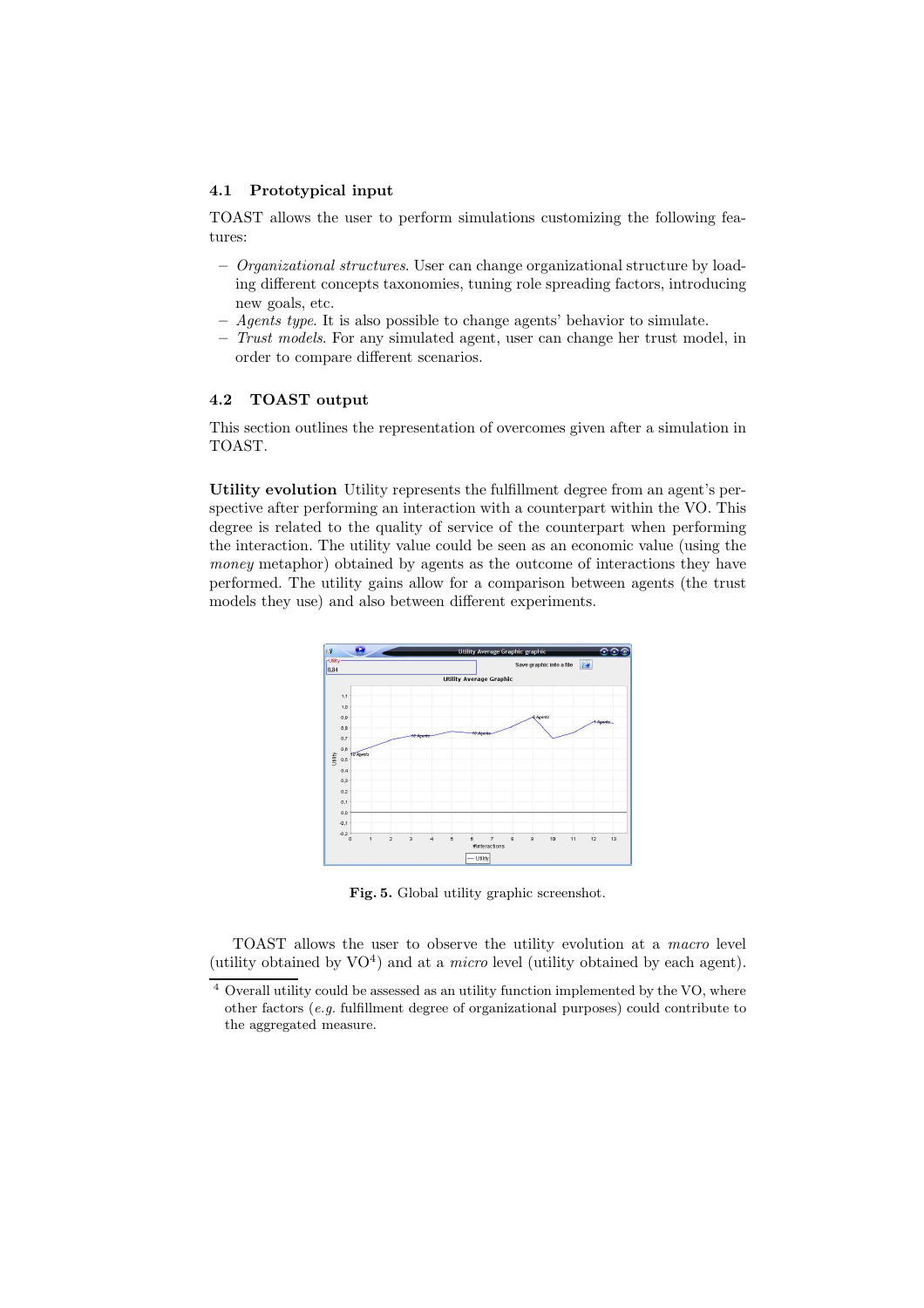### 4.1 Prototypical input

TOAST allows the user to perform simulations customizing the following features:

- *Organizational structures*. User can change organizational structure by loading different concepts taxonomies, tuning role spreading factors, introducing new goals, etc.
- *Agents type*. It is also possible to change agents' behavior to simulate.
- *Trust models*. For any simulated agent, user can change her trust model, in order to compare different scenarios.

### 4.2 TOAST output

This section outlines the representation of overcomes given after a simulation in TOAST.

**Utility evolution** Utility represents the fulfillment degree from an agent's perspective after performing an interaction with a counterpart within the VO. This degree is related to the quality of service of the counterpart when performing the interaction. The utility value could be seen as an economic value (using the *money* metaphor) obtained by agents as the outcome of interactions they have performed. The utility gains allow for a comparison between agents (the trust models they use) and also between different experiments.

**Fig. 5.** Global utility graphic screenshot.

TOAST allows the user to observe the utility evolution at a *macro* level (utility obtained by VO[4]) and at a *micro* level (utility obtained by each agent).

[4] Overall utility could be assessed as an utility function implemented by the VO, where other factors (*e.g.* fulfillment degree of organizational purposes) could contribute to the aggregated measure.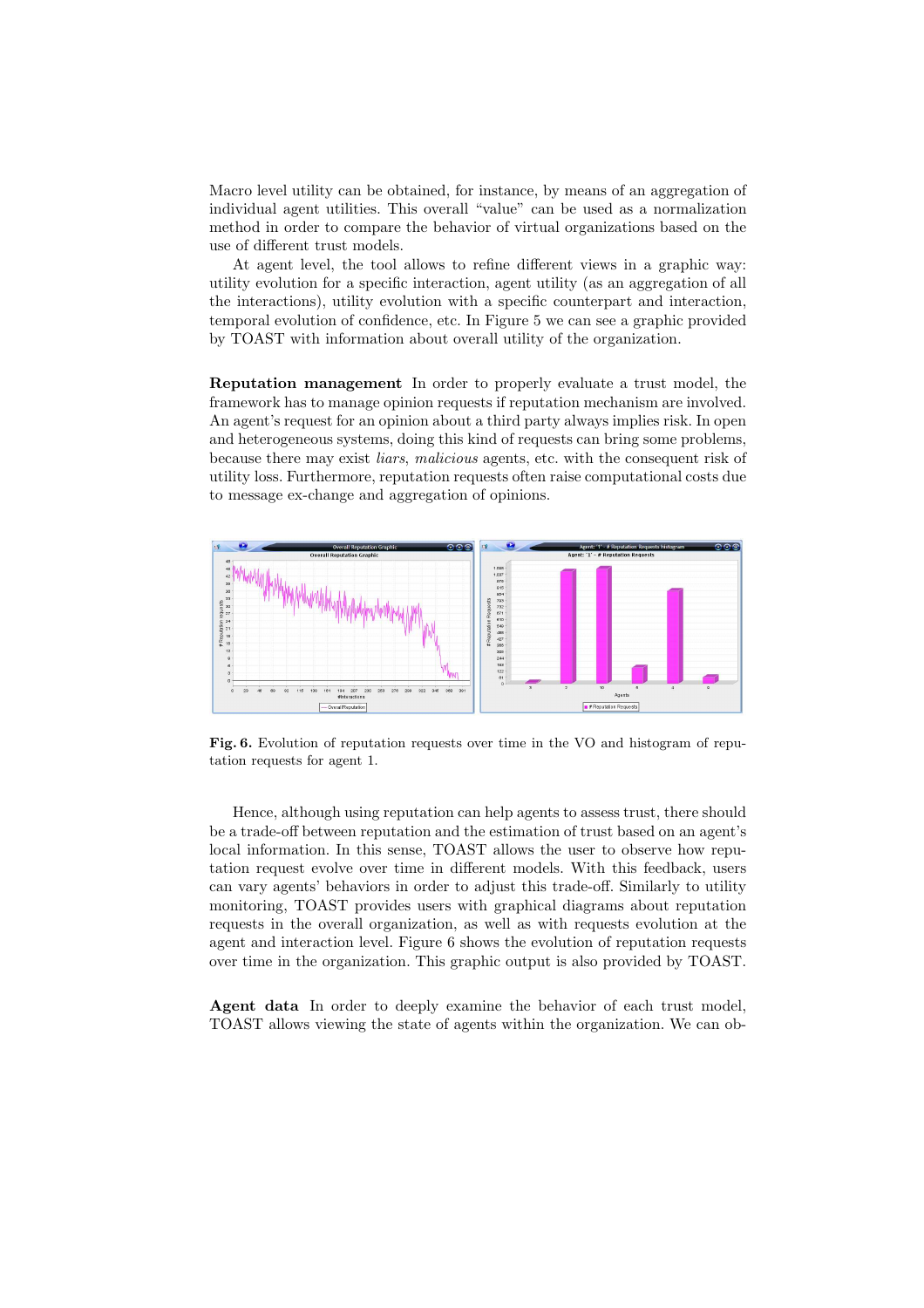Macro level utility can be obtained, for instance, by means of an aggregation of individual agent utilities. This overall "value" can be used as a normalization method in order to compare the behavior of virtual organizations based on the use of different trust models.

At agent level, the tool allows to refine different views in a graphic way: utility evolution for a specific interaction, agent utility (as an aggregation of all the interactions), utility evolution with a specific counterpart and interaction, temporal evolution of confidence, etc. In Figure 5 we can see a graphic provided by TOAST with information about overall utility of the organization.

**Reputation management** In order to properly evaluate a trust model, the framework has to manage opinion requests if reputation mechanism are involved. An agent's request for an opinion about a third party always implies risk. In open and heterogeneous systems, doing this kind of requests can bring some problems, because there may exist *liars*, *malicious* agents, etc. with the consequent risk of utility loss. Furthermore, reputation requests often raise computational costs due to message ex-change and aggregation of opinions.

**Fig. 6.** Evolution of reputation requests over time in the VO and histogram of reputation requests for agent 1.

Hence, although using reputation can help agents to assess trust, there should be a trade-off between reputation and the estimation of trust based on an agent's local information. In this sense, TOAST allows the user to observe how reputation request evolve over time in different models. With this feedback, users can vary agents' behaviors in order to adjust this trade-off. Similarly to utility monitoring, TOAST provides users with graphical diagrams about reputation requests in the overall organization, as well as with requests evolution at the agent and interaction level. Figure 6 shows the evolution of reputation requests over time in the organization. This graphic output is also provided by TOAST.

**Agent data** In order to deeply examine the behavior of each trust model, TOAST allows viewing the state of agents within the organization. We can ob-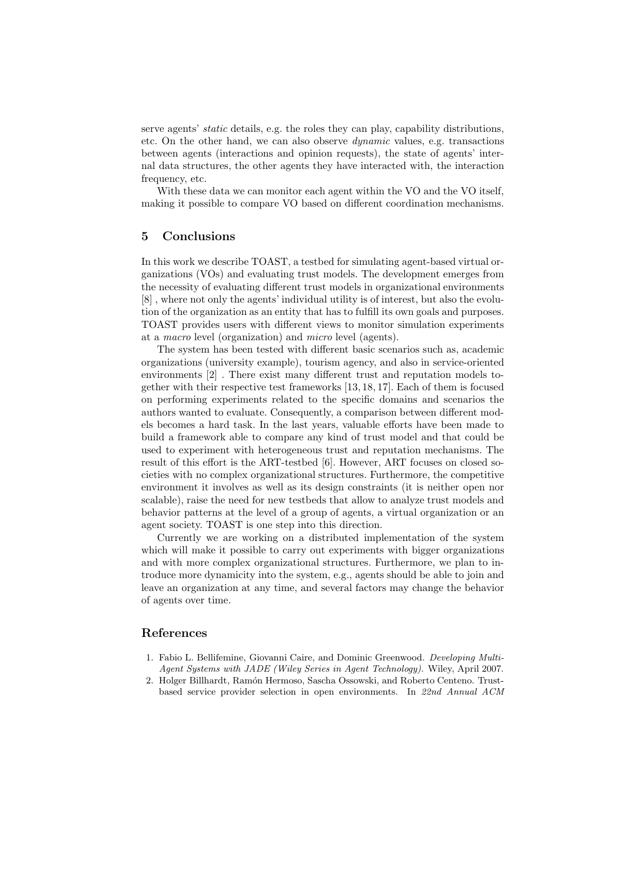serve agents' *static* details, e.g. the roles they can play, capability distributions, etc. On the other hand, we can also observe *dynamic* values, e.g. transactions between agents (interactions and opinion requests), the state of agents' internal data structures, the other agents they have interacted with, the interaction frequency, etc.

With these data we can monitor each agent within the VO and the VO itself, making it possible to compare VO based on different coordination mechanisms.

## 5 Conclusions

In this work we describe TOAST, a testbed for simulating agent-based virtual organizations (VOs) and evaluating trust models. The development emerges from the necessity of evaluating different trust models in organizational environments [8] , where not only the agents' individual utility is of interest, but also the evolution of the organization as an entity that has to fulfill its own goals and purposes. TOAST provides users with different views to monitor simulation experiments at a *macro* level (organization) and *micro* level (agents).

The system has been tested with different basic scenarios such as, academic organizations (university example), tourism agency, and also in service-oriented environments [2] . There exist many different trust and reputation models together with their respective test frameworks [13, 18, 17]. Each of them is focused on performing experiments related to the specific domains and scenarios the authors wanted to evaluate. Consequently, a comparison between different models becomes a hard task. In the last years, valuable efforts have been made to build a framework able to compare any kind of trust model and that could be used to experiment with heterogeneous trust and reputation mechanisms. The result of this effort is the ART-testbed [6]. However, ART focuses on closed societies with no complex organizational structures. Furthermore, the competitive environment it involves as well as its design constraints (it is neither open nor scalable), raise the need for new testbeds that allow to analyze trust models and behavior patterns at the level of a group of agents, a virtual organization or an agent society. TOAST is one step into this direction.

Currently we are working on a distributed implementation of the system which will make it possible to carry out experiments with bigger organizations and with more complex organizational structures. Furthermore, we plan to introduce more dynamicity into the system, e.g., agents should be able to join and leave an organization at any time, and several factors may change the behavior of agents over time.

## References

1. Fabio L. Bellifemine, Giovanni Caire, and Dominic Greenwood. *Developing Multi-Agent Systems with JADE (Wiley Series in Agent Technology)*. Wiley, April 2007.
2. Holger Billhardt, Ramón Hermoso, Sascha Ossowski, and Roberto Centeno. Trust-based service provider selection in open environments. In *22nd Annual ACM*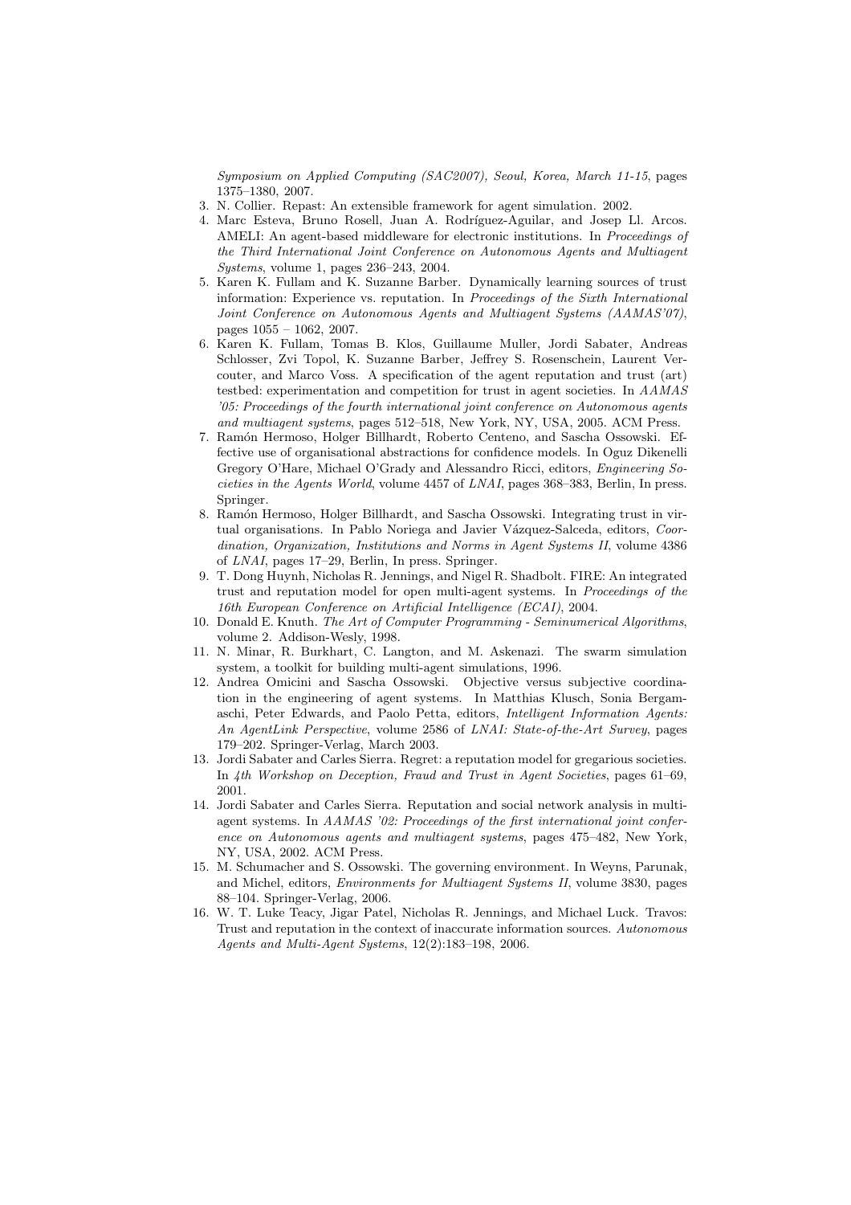*Symposium on Applied Computing (SAC2007), Seoul, Korea, March 11-15*, pages 1375–1380, 2007.

3. N. Collier. Repast: An extensible framework for agent simulation. 2002.
4. Marc Esteva, Bruno Rosell, Juan A. Rodríguez-Aguilar, and Josep Ll. Arcos. AMELI: An agent-based middleware for electronic institutions. In *Proceedings of the Third International Joint Conference on Autonomous Agents and Multiagent Systems*, volume 1, pages 236–243, 2004.
5. Karen K. Fullam and K. Suzanne Barber. Dynamically learning sources of trust information: Experience vs. reputation. In *Proceedings of the Sixth International Joint Conference on Autonomous Agents and Multiagent Systems (AAMAS'07)*, pages 1055 – 1062, 2007.
6. Karen K. Fullam, Tomas B. Klos, Guillaume Muller, Jordi Sabater, Andreas Schlosser, Zvi Topol, K. Suzanne Barber, Jeffrey S. Rosenschein, Laurent Vercouter, and Marco Voss. A specification of the agent reputation and trust (art) testbed: experimentation and competition for trust in agent societies. In *AAMAS '05: Proceedings of the fourth international joint conference on Autonomous agents and multiagent systems*, pages 512–518, New York, NY, USA, 2005. ACM Press.
7. Ramón Hermoso, Holger Billhardt, Roberto Centeno, and Sascha Ossowski. Effective use of organisational abstractions for confidence models. In Oguz Dikenelli Gregory O'Hare, Michael O'Grady and Alessandro Ricci, editors, *Engineering Societies in the Agents World*, volume 4457 of *LNAI*, pages 368–383, Berlin, In press. Springer.
8. Ramón Hermoso, Holger Billhardt, and Sascha Ossowski. Integrating trust in virtual organisations. In Pablo Noriega and Javier Vázquez-Salceda, editors, *Coordination, Organization, Institutions and Norms in Agent Systems II*, volume 4386 of *LNAI*, pages 17–29, Berlin, In press. Springer.
9. T. Dong Huynh, Nicholas R. Jennings, and Nigel R. Shadbolt. FIRE: An integrated trust and reputation model for open multi-agent systems. In *Proceedings of the 16th European Conference on Artificial Intelligence (ECAI)*, 2004.
10. Donald E. Knuth. *The Art of Computer Programming - Seminumerical Algorithms*, volume 2. Addison-Wesly, 1998.
11. N. Minar, R. Burkhart, C. Langton, and M. Askenazi. The swarm simulation system, a toolkit for building multi-agent simulations, 1996.
12. Andrea Omicini and Sascha Ossowski. Objective versus subjective coordination in the engineering of agent systems. In Matthias Klusch, Sonia Bergamaschi, Peter Edwards, and Paolo Petta, editors, *Intelligent Information Agents: An AgentLink Perspective*, volume 2586 of *LNAI: State-of-the-Art Survey*, pages 179–202. Springer-Verlag, March 2003.
13. Jordi Sabater and Carles Sierra. Regret: a reputation model for gregarious societies. In *4th Workshop on Deception, Fraud and Trust in Agent Societies*, pages 61–69, 2001.
14. Jordi Sabater and Carles Sierra. Reputation and social network analysis in multiagent systems. In *AAMAS '02: Proceedings of the first international joint conference on Autonomous agents and multiagent systems*, pages 475–482, New York, NY, USA, 2002. ACM Press.
15. M. Schumacher and S. Ossowski. The governing environment. In Weyns, Parunak, and Michel, editors, *Environments for Multiagent Systems II*, volume 3830, pages 88–104. Springer-Verlag, 2006.
16. W. T. Luke Teacy, Jigar Patel, Nicholas R. Jennings, and Michael Luck. Travos: Trust and reputation in the context of inaccurate information sources. *Autonomous Agents and Multi-Agent Systems*, 12(2):183–198, 2006.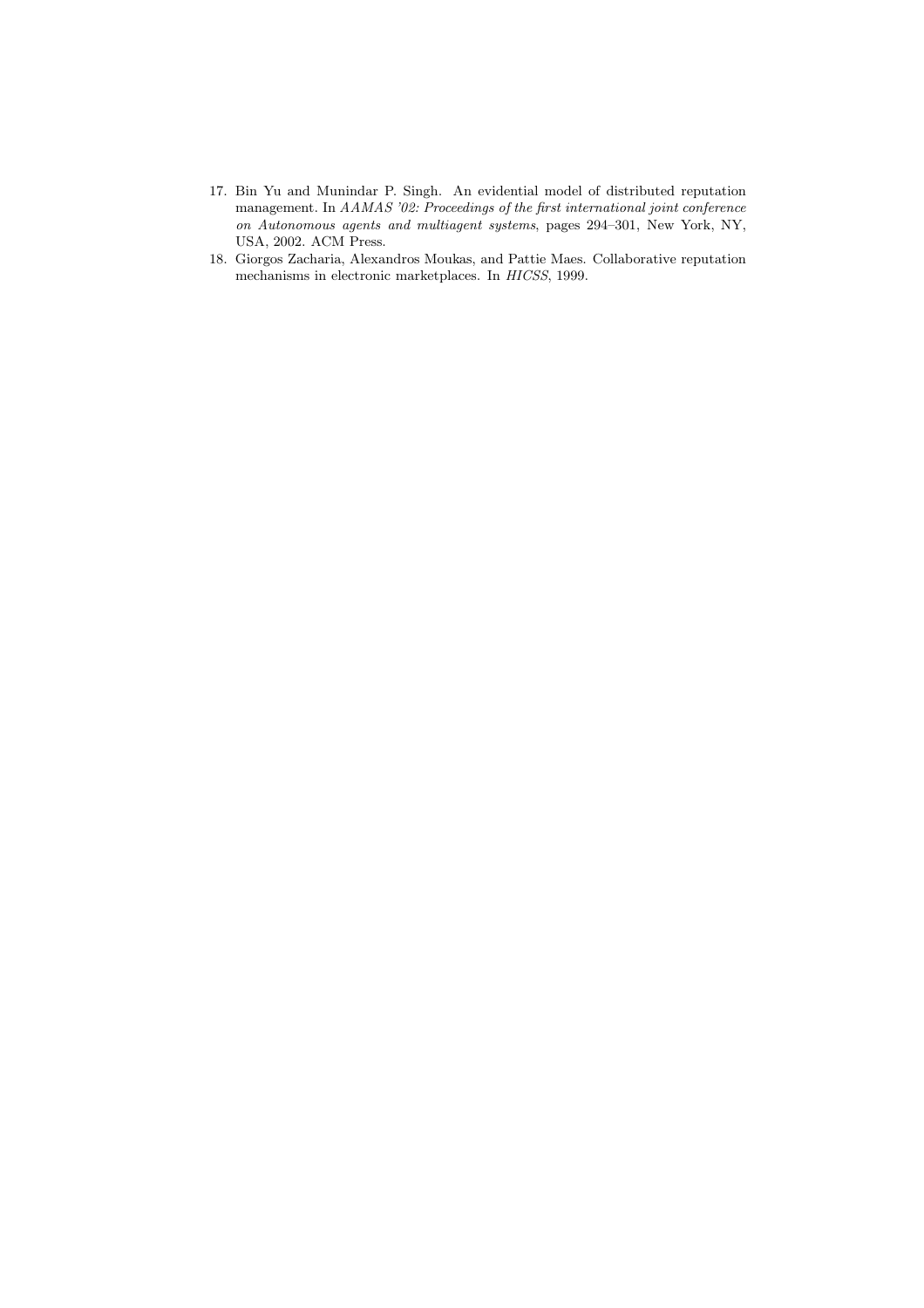17. Bin Yu and Munindar P. Singh. An evidential model of distributed reputation management. In *AAMAS '02: Proceedings of the first international joint conference on Autonomous agents and multiagent systems*, pages 294–301, New York, NY, USA, 2002. ACM Press.
18. Giorgos Zacharia, Alexandros Moukas, and Pattie Maes. Collaborative reputation mechanisms in electronic marketplaces. In *HICSS*, 1999.